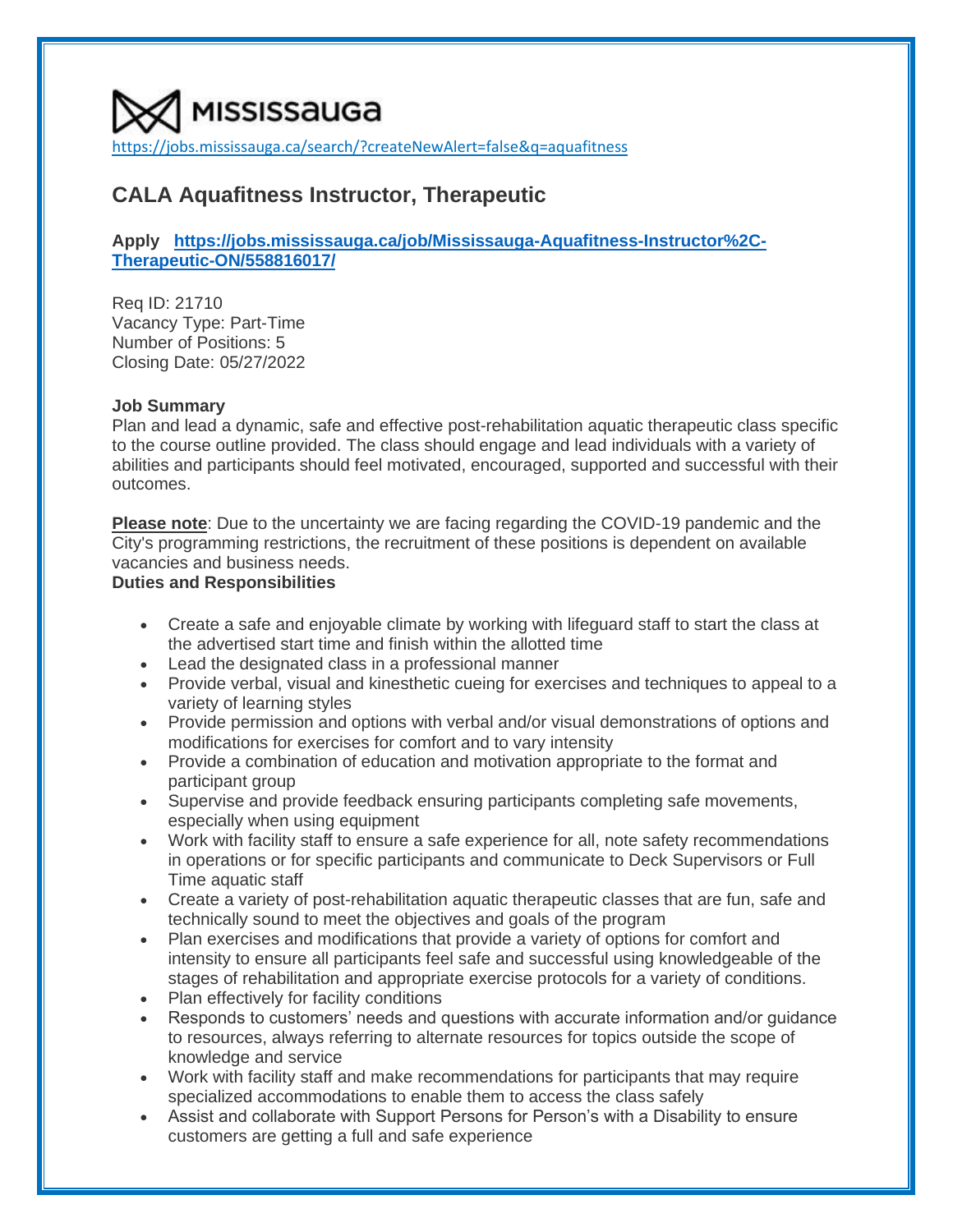MISSISSAUGA

https://jobs.mississauga.ca/search/?createNewAlert=false&q=aquafitness

# CALA Aquafitness Instructor, Therapeutic

**Apply [https://jobs.mississauga.ca/job/Mississauga-Aquafitness-Instructor%2C-Therapeutic-ON/558816017/](https://jobs.mississauga.ca/job/Mississauga-Aquafitness-Instructor%2C-Therapeutic-ON/558816017/)**

Req ID: 21710
Vacancy Type: Part-Time
Number of Positions: 5
Closing Date: 05/27/2022

**Job Summary**
Plan and lead a dynamic, safe and effective post-rehabilitation aquatic therapeutic class specific to the course outline provided. The class should engage and lead individuals with a variety of abilities and participants should feel motivated, encouraged, supported and successful with their outcomes.

**Please note**: Due to the uncertainty we are facing regarding the COVID-19 pandemic and the City's programming restrictions, the recruitment of these positions is dependent on available vacancies and business needs.

**Duties and Responsibilities**

- Create a safe and enjoyable climate by working with lifeguard staff to start the class at the advertised start time and finish within the allotted time
- Lead the designated class in a professional manner
- Provide verbal, visual and kinesthetic cueing for exercises and techniques to appeal to a variety of learning styles
- Provide permission and options with verbal and/or visual demonstrations of options and modifications for exercises for comfort and to vary intensity
- Provide a combination of education and motivation appropriate to the format and participant group
- Supervise and provide feedback ensuring participants completing safe movements, especially when using equipment
- Work with facility staff to ensure a safe experience for all, note safety recommendations in operations or for specific participants and communicate to Deck Supervisors or Full Time aquatic staff
- Create a variety of post-rehabilitation aquatic therapeutic classes that are fun, safe and technically sound to meet the objectives and goals of the program
- Plan exercises and modifications that provide a variety of options for comfort and intensity to ensure all participants feel safe and successful using knowledgeable of the stages of rehabilitation and appropriate exercise protocols for a variety of conditions.
- Plan effectively for facility conditions
- Responds to customers' needs and questions with accurate information and/or guidance to resources, always referring to alternate resources for topics outside the scope of knowledge and service
- Work with facility staff and make recommendations for participants that may require specialized accommodations to enable them to access the class safely
- Assist and collaborate with Support Persons for Person's with a Disability to ensure customers are getting a full and safe experience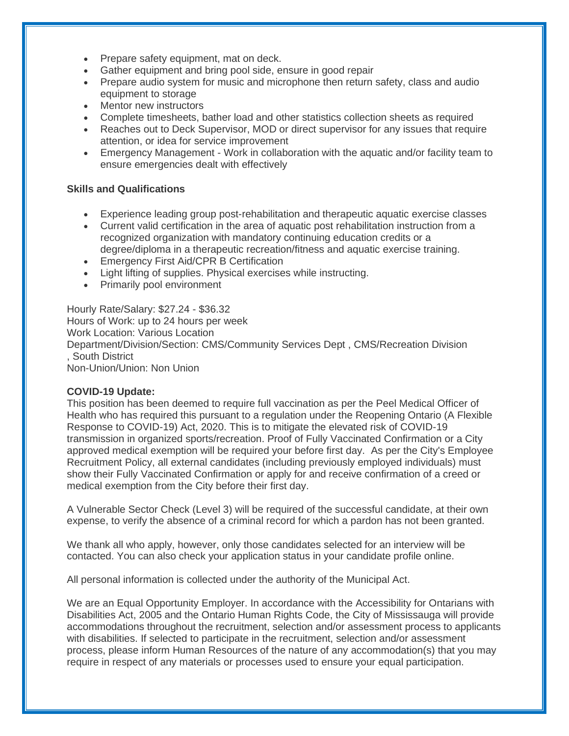- Prepare safety equipment, mat on deck.
- Gather equipment and bring pool side, ensure in good repair
- Prepare audio system for music and microphone then return safety, class and audio equipment to storage
- Mentor new instructors
- Complete timesheets, bather load and other statistics collection sheets as required
- Reaches out to Deck Supervisor, MOD or direct supervisor for any issues that require attention, or idea for service improvement
- Emergency Management - Work in collaboration with the aquatic and/or facility team to ensure emergencies dealt with effectively

**Skills and Qualifications**

- Experience leading group post-rehabilitation and therapeutic aquatic exercise classes
- Current valid certification in the area of aquatic post rehabilitation instruction from a recognized organization with mandatory continuing education credits or a degree/diploma in a therapeutic recreation/fitness and aquatic exercise training.
- Emergency First Aid/CPR B Certification
- Light lifting of supplies. Physical exercises while instructing.
- Primarily pool environment

Hourly Rate/Salary: $27.24 - $36.32
Hours of Work: up to 24 hours per week
Work Location: Various Location
Department/Division/Section: CMS/Community Services Dept , CMS/Recreation Division , South District
Non-Union/Union: Non Union

**COVID-19 Update:**
This position has been deemed to require full vaccination as per the Peel Medical Officer of Health who has required this pursuant to a regulation under the Reopening Ontario (A Flexible Response to COVID-19) Act, 2020. This is to mitigate the elevated risk of COVID-19 transmission in organized sports/recreation. Proof of Fully Vaccinated Confirmation or a City approved medical exemption will be required your before first day. As per the City's Employee Recruitment Policy, all external candidates (including previously employed individuals) must show their Fully Vaccinated Confirmation or apply for and receive confirmation of a creed or medical exemption from the City before their first day.

A Vulnerable Sector Check (Level 3) will be required of the successful candidate, at their own expense, to verify the absence of a criminal record for which a pardon has not been granted.

We thank all who apply, however, only those candidates selected for an interview will be contacted. You can also check your application status in your candidate profile online.

All personal information is collected under the authority of the Municipal Act.

We are an Equal Opportunity Employer. In accordance with the Accessibility for Ontarians with Disabilities Act, 2005 and the Ontario Human Rights Code, the City of Mississauga will provide accommodations throughout the recruitment, selection and/or assessment process to applicants with disabilities. If selected to participate in the recruitment, selection and/or assessment process, please inform Human Resources of the nature of any accommodation(s) that you may require in respect of any materials or processes used to ensure your equal participation.